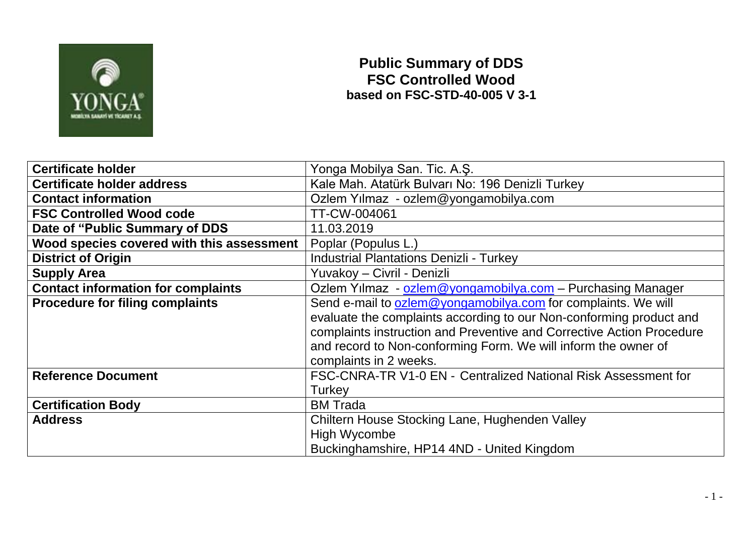# Public Summary of DDS
# FSC Controlled Wood
### based on FSC-STD-40-005 V 3-1

| | |
|---|---|
| **Certificate holder** | Yonga Mobilya San. Tic. A.Ş. |
| **Certificate holder address** | Kale Mah. Atatürk Bulvarı No: 196 Denizli Turkey |
| **Contact information** | Ozlem Yılmaz - ozlem@yongamobilya.com |
| **FSC Controlled Wood code** | TT-CW-004061 |
| **Date of "Public Summary of DDS** | 11.03.2019 |
| **Wood species covered with this assessment** | Poplar (Populus L.) |
| **District of Origin** | Industrial Plantations Denizli - Turkey |
| **Supply Area** | Yuvakoy – Civril - Denizli |
| **Contact information for complaints** | Ozlem Yılmaz - ozlem@yongamobilya.com – Purchasing Manager |
| **Procedure for filing complaints** | Send e-mail to ozlem@yongamobilya.com for complaints. We will evaluate the complaints according to our Non-conforming product and complaints instruction and Preventive and Corrective Action Procedure and record to Non-conforming Form. We will inform the owner of complaints in 2 weeks. |
| **Reference Document** | FSC-CNRA-TR V1-0 EN - Centralized National Risk Assessment for Turkey |
| **Certification Body** | BM Trada |
| **Address** | Chiltern House Stocking Lane, Hughenden Valley<br>High Wycombe<br>Buckinghamshire, HP14 4ND - United Kingdom |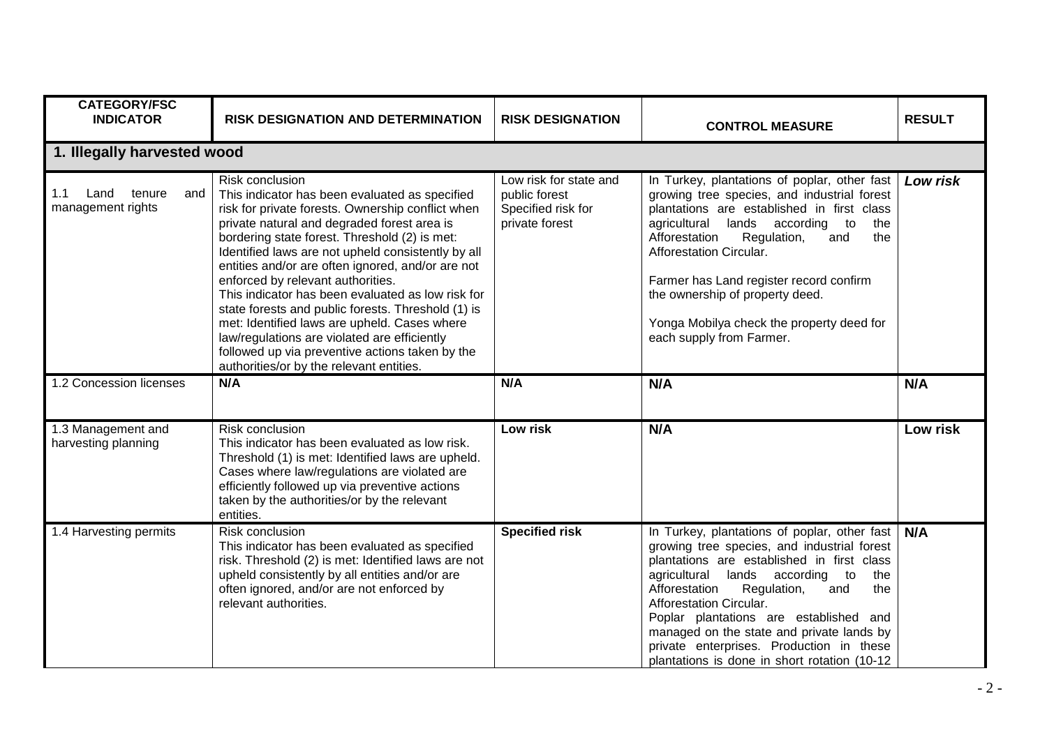| CATEGORY/FSC INDICATOR | RISK DESIGNATION AND DETERMINATION | RISK DESIGNATION | CONTROL MEASURE | RESULT |
|---|---|---|---|---|
| **1. Illegally harvested wood** | | | | |
| 1.1 Land tenure and management rights | Risk conclusion<br>This indicator has been evaluated as specified risk for private forests. Ownership conflict when private natural and degraded forest area is bordering state forest. Threshold (2) is met: Identified laws are not upheld consistently by all entities and/or are often ignored, and/or are not enforced by relevant authorities.<br>This indicator has been evaluated as low risk for state forests and public forests. Threshold (1) is met: Identified laws are upheld. Cases where law/regulations are violated are efficiently followed up via preventive actions taken by the authorities/or by the relevant entities. | Low risk for state and public forest<br>Specified risk for private forest | In Turkey, plantations of poplar, other fast growing tree species, and industrial forest plantations are established in first class agricultural lands according to the Afforestation Regulation, and the Afforestation Circular.<br><br>Farmer has Land register record confirm the ownership of property deed.<br><br>Yonga Mobilya check the property deed for each supply from Farmer. | ***Low risk*** |
| 1.2 Concession licenses | **N/A** | **N/A** | **N/A** | **N/A** |
| 1.3 Management and harvesting planning | Risk conclusion<br>This indicator has been evaluated as low risk. Threshold (1) is met: Identified laws are upheld. Cases where law/regulations are violated are efficiently followed up via preventive actions taken by the authorities/or by the relevant entities. | **Low risk** | **N/A** | **Low risk** |
| 1.4 Harvesting permits | Risk conclusion<br>This indicator has been evaluated as specified risk. Threshold (2) is met: Identified laws are not upheld consistently by all entities and/or are often ignored, and/or are not enforced by relevant authorities. | **Specified risk** | In Turkey, plantations of poplar, other fast growing tree species, and industrial forest plantations are established in first class agricultural lands according to the Afforestation Regulation, and the Afforestation Circular.<br>Poplar plantations are established and managed on the state and private lands by private enterprises. Production in these plantations is done in short rotation (10-12 | **N/A** |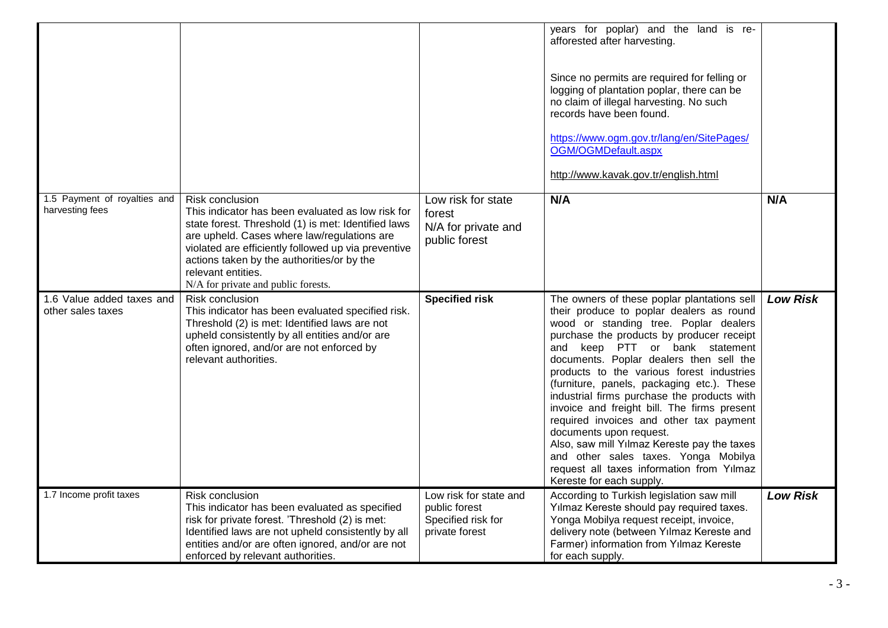| | | | | |
|---|---|---|---|---|
| | | | years for poplar) and the land is re-afforested after harvesting.<br><br>Since no permits are required for felling or logging of plantation poplar, there can be no claim of illegal harvesting. No such records have been found.<br><br>https://www.ogm.gov.tr/lang/en/SitePages/OGM/OGMDefault.aspx<br><br>http://www.kavak.gov.tr/english.html | |
| 1.5 Payment of royalties and harvesting fees | Risk conclusion<br>This indicator has been evaluated as low risk for state forest. Threshold (1) is met: Identified laws are upheld. Cases where law/regulations are violated are efficiently followed up via preventive actions taken by the authorities/or by the relevant entities.<br>N/A for private and public forests. | Low risk for state forest<br>N/A for private and public forest | **N/A** | **N/A** |
| 1.6 Value added taxes and other sales taxes | Risk conclusion<br>This indicator has been evaluated specified risk. Threshold (2) is met: Identified laws are not upheld consistently by all entities and/or are often ignored, and/or are not enforced by relevant authorities. | **Specified risk** | The owners of these poplar plantations sell their produce to poplar dealers as round wood or standing tree. Poplar dealers purchase the products by producer receipt and keep PTT or bank statement documents. Poplar dealers then sell the products to the various forest industries (furniture, panels, packaging etc.). These industrial firms purchase the products with invoice and freight bill. The firms present required invoices and other tax payment documents upon request.<br>Also, saw mill Yılmaz Kereste pay the taxes and other sales taxes. Yonga Mobilya request all taxes information from Yılmaz Kereste for each supply. | ***Low Risk*** |
| 1.7 Income profit taxes | Risk conclusion<br>This indicator has been evaluated as specified risk for private forest. 'Threshold (2) is met: Identified laws are not upheld consistently by all entities and/or are often ignored, and/or are not enforced by relevant authorities. | Low risk for state and public forest<br>Specified risk for private forest | According to Turkish legislation saw mill Yılmaz Kereste should pay required taxes. Yonga Mobilya request receipt, invoice, delivery note (between Yılmaz Kereste and Farmer) information from Yılmaz Kereste for each supply. | ***Low Risk*** |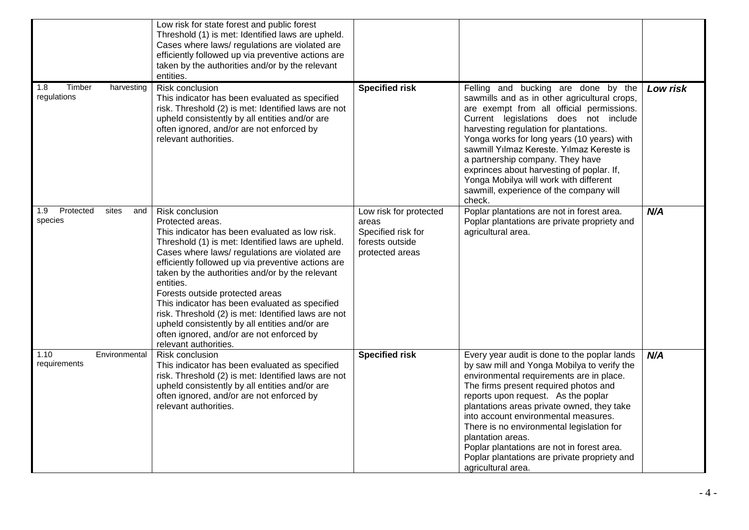| | | | | |
|---|---|---|---|---|
| | Low risk for state forest and public forest<br>Threshold (1) is met: Identified laws are upheld. Cases where laws/ regulations are violated are efficiently followed up via preventive actions are taken by the authorities and/or by the relevant entities. | | | |
| 1.8 Timber harvesting regulations | Risk conclusion<br>This indicator has been evaluated as specified risk. Threshold (2) is met: Identified laws are not upheld consistently by all entities and/or are often ignored, and/or are not enforced by relevant authorities. | **Specified risk** | Felling and bucking are done by the sawmills and as in other agricultural crops, are exempt from all official permissions. Current legislations does not include harvesting regulation for plantations.<br>Yonga works for long years (10 years) with sawmill Yılmaz Kereste. Yılmaz Kereste is a partnership company. They have exprinces about harvesting of poplar. If, Yonga Mobilya will work with different sawmill, experience of the company will check. | ***Low risk*** |
| 1.9 Protected sites and species | Risk conclusion<br>Protected areas.<br>This indicator has been evaluated as low risk. Threshold (1) is met: Identified laws are upheld. Cases where laws/ regulations are violated are efficiently followed up via preventive actions are taken by the authorities and/or by the relevant entities.<br>Forests outside protected areas<br>This indicator has been evaluated as specified risk. Threshold (2) is met: Identified laws are not upheld consistently by all entities and/or are often ignored, and/or are not enforced by relevant authorities. | Low risk for protected areas<br>Specified risk for forests outside protected areas | Poplar plantations are not in forest area. Poplar plantations are private propriety and agricultural area. | ***N/A*** |
| 1.10 Environmental requirements | Risk conclusion<br>This indicator has been evaluated as specified risk. Threshold (2) is met: Identified laws are not upheld consistently by all entities and/or are often ignored, and/or are not enforced by relevant authorities. | **Specified risk** | Every year audit is done to the poplar lands by saw mill and Yonga Mobilya to verify the environmental requirements are in place. The firms present required photos and reports upon request. As the poplar plantations areas private owned, they take into account environmental measures.<br>There is no environmental legislation for plantation areas.<br>Poplar plantations are not in forest area. Poplar plantations are private propriety and agricultural area. | ***N/A*** |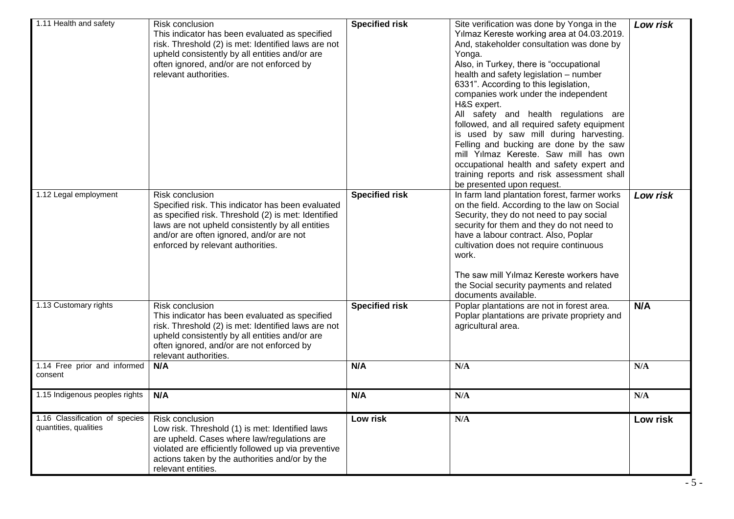| 1.11 Health and safety | Risk conclusion<br>This indicator has been evaluated as specified risk. Threshold (2) is met: Identified laws are not upheld consistently by all entities and/or are often ignored, and/or are not enforced by relevant authorities. | **Specified risk** | Site verification was done by Yonga in the Yılmaz Kereste working area at 04.03.2019. And, stakeholder consultation was done by Yonga.<br>Also, in Turkey, there is "occupational health and safety legislation – number 6331". According to this legislation, companies work under the independent H&S expert.<br>All safety and health regulations are followed, and all required safety equipment is used by saw mill during harvesting. Felling and bucking are done by the saw mill Yılmaz Kereste. Saw mill has own occupational health and safety expert and training reports and risk assessment shall be presented upon request. | ***Low risk*** |
|---|---|---|---|---|
| 1.12 Legal employment | Risk conclusion<br>Specified risk. This indicator has been evaluated as specified risk. Threshold (2) is met: Identified laws are not upheld consistently by all entities and/or are often ignored, and/or are not enforced by relevant authorities. | **Specified risk** | In farm land plantation forest, farmer works on the field. According to the law on Social Security, they do not need to pay social security for them and they do not need to have a labour contract. Also, Poplar cultivation does not require continuous work.<br><br>The saw mill Yılmaz Kereste workers have the Social security payments and related documents available. | ***Low risk*** |
| 1.13 Customary rights | Risk conclusion<br>This indicator has been evaluated as specified risk. Threshold (2) is met: Identified laws are not upheld consistently by all entities and/or are often ignored, and/or are not enforced by relevant authorities. | **Specified risk** | Poplar plantations are not in forest area. Poplar plantations are private propriety and agricultural area. | **N/A** |
| 1.14 Free prior and informed consent | **N/A** | **N/A** | **N/A** | **N/A** |
| 1.15 Indigenous peoples rights | **N/A** | **N/A** | **N/A** | **N/A** |
| 1.16 Classification of species quantities, qualities | Risk conclusion<br>Low risk. Threshold (1) is met: Identified laws are upheld. Cases where law/regulations are violated are efficiently followed up via preventive actions taken by the authorities and/or by the relevant entities. | **Low risk** | **N/A** | **Low risk** |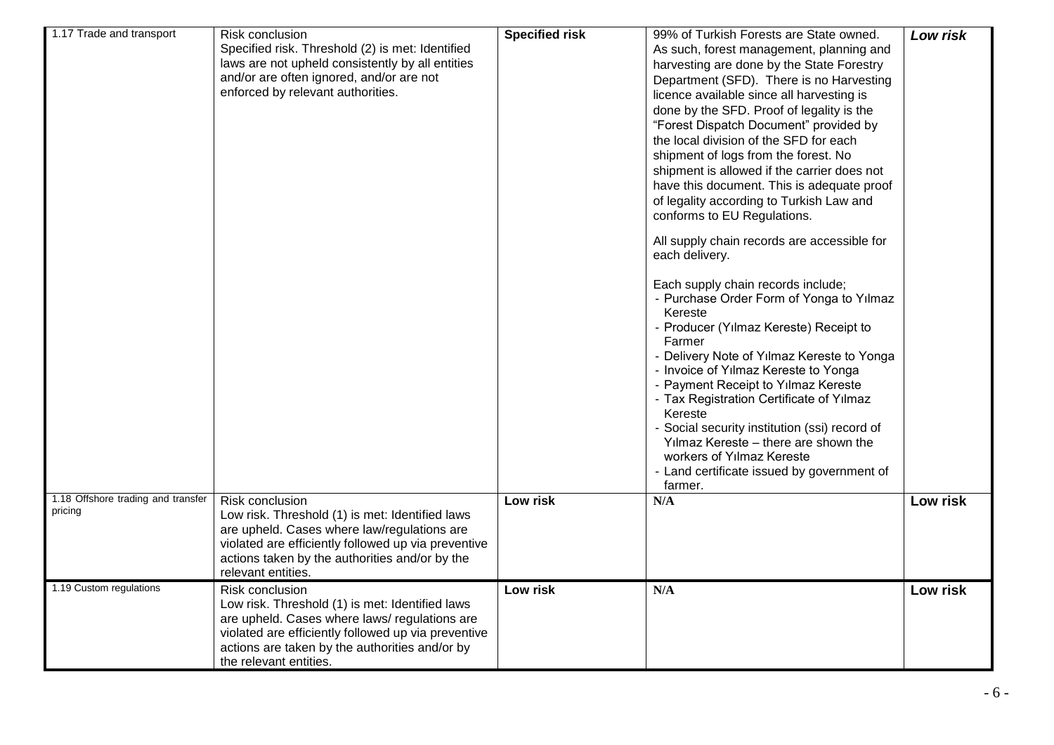| 1.17 Trade and transport | Risk conclusion<br>Specified risk. Threshold (2) is met: Identified laws are not upheld consistently by all entities and/or are often ignored, and/or are not enforced by relevant authorities. | **Specified risk** | 99% of Turkish Forests are State owned. As such, forest management, planning and harvesting are done by the State Forestry Department (SFD). There is no Harvesting licence available since all harvesting is done by the SFD. Proof of legality is the "Forest Dispatch Document" provided by the local division of the SFD for each shipment of logs from the forest. No shipment is allowed if the carrier does not have this document. This is adequate proof of legality according to Turkish Law and conforms to EU Regulations.<br><br>All supply chain records are accessible for each delivery.<br><br>Each supply chain records include;<br>- Purchase Order Form of Yonga to Yılmaz Kereste<br>- Producer (Yılmaz Kereste) Receipt to Farmer<br>- Delivery Note of Yılmaz Kereste to Yonga<br>- Invoice of Yılmaz Kereste to Yonga<br>- Payment Receipt to Yılmaz Kereste<br>- Tax Registration Certificate of Yılmaz Kereste<br>- Social security institution (ssi) record of Yılmaz Kereste – there are shown the workers of Yılmaz Kereste<br>- Land certificate issued by government of farmer. | ***Low risk*** |
|---|---|---|---|---|
| 1.18 Offshore trading and transfer pricing | Risk conclusion<br>Low risk. Threshold (1) is met: Identified laws are upheld. Cases where law/regulations are violated are efficiently followed up via preventive actions taken by the authorities and/or by the relevant entities. | **Low risk** | **N/A** | **Low risk** |
| 1.19 Custom regulations | Risk conclusion<br>Low risk. Threshold (1) is met: Identified laws are upheld. Cases where laws/ regulations are violated are efficiently followed up via preventive actions are taken by the authorities and/or by the relevant entities. | **Low risk** | **N/A** | **Low risk** |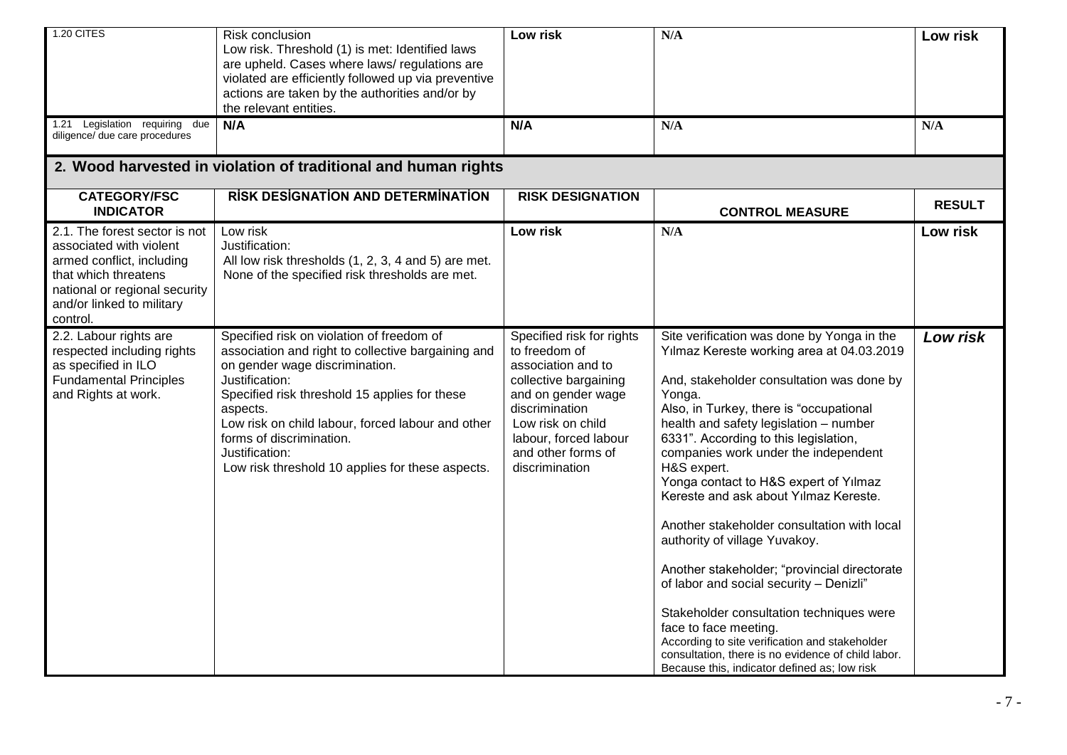| 1.20 CITES | Risk conclusion<br>Low risk. Threshold (1) is met: Identified laws are upheld. Cases where laws/ regulations are violated are efficiently followed up via preventive actions are taken by the authorities and/or by the relevant entities. | **Low risk** | N/A | **Low risk** |
|---|---|---|---|---|
| 1.21 Legislation requiring due diligence/ due care procedures | **N/A** | **N/A** | N/A | N/A |

## 2. Wood harvested in violation of traditional and human rights

| CATEGORY/FSC INDICATOR | RİSK DESİGNATİON AND DETERMİNATİON | RISK DESIGNATION | CONTROL MEASURE | RESULT |
|---|---|---|---|---|
| 2.1. The forest sector is not associated with violent armed conflict, including that which threatens national or regional security and/or linked to military control. | Low risk<br>Justification:<br>All low risk thresholds (1, 2, 3, 4 and 5) are met. None of the specified risk thresholds are met. | **Low risk** | N/A | **Low risk** |
| 2.2. Labour rights are respected including rights as specified in ILO Fundamental Principles and Rights at work. | Specified risk on violation of freedom of association and right to collective bargaining and on gender wage discrimination.<br>Justification:<br>Specified risk threshold 15 applies for these aspects.<br>Low risk on child labour, forced labour and other forms of discrimination.<br>Justification:<br>Low risk threshold 10 applies for these aspects. | Specified risk for rights to freedom of association and to collective bargaining and on gender wage discrimination<br>Low risk on child labour, forced labour and other forms of discrimination | Site verification was done by Yonga in the Yılmaz Kereste working area at 04.03.2019<br><br>And, stakeholder consultation was done by Yonga.<br>Also, in Turkey, there is "occupational health and safety legislation – number 6331". According to this legislation, companies work under the independent H&S expert.<br>Yonga contact to H&S expert of Yılmaz Kereste and ask about Yılmaz Kereste.<br><br>Another stakeholder consultation with local authority of village Yuvakoy.<br><br>Another stakeholder; "provincial directorate of labor and social security – Denizli"<br><br>Stakeholder consultation techniques were face to face meeting.<br>According to site verification and stakeholder consultation, there is no evidence of child labor. Because this, indicator defined as; low risk | ***Low risk*** |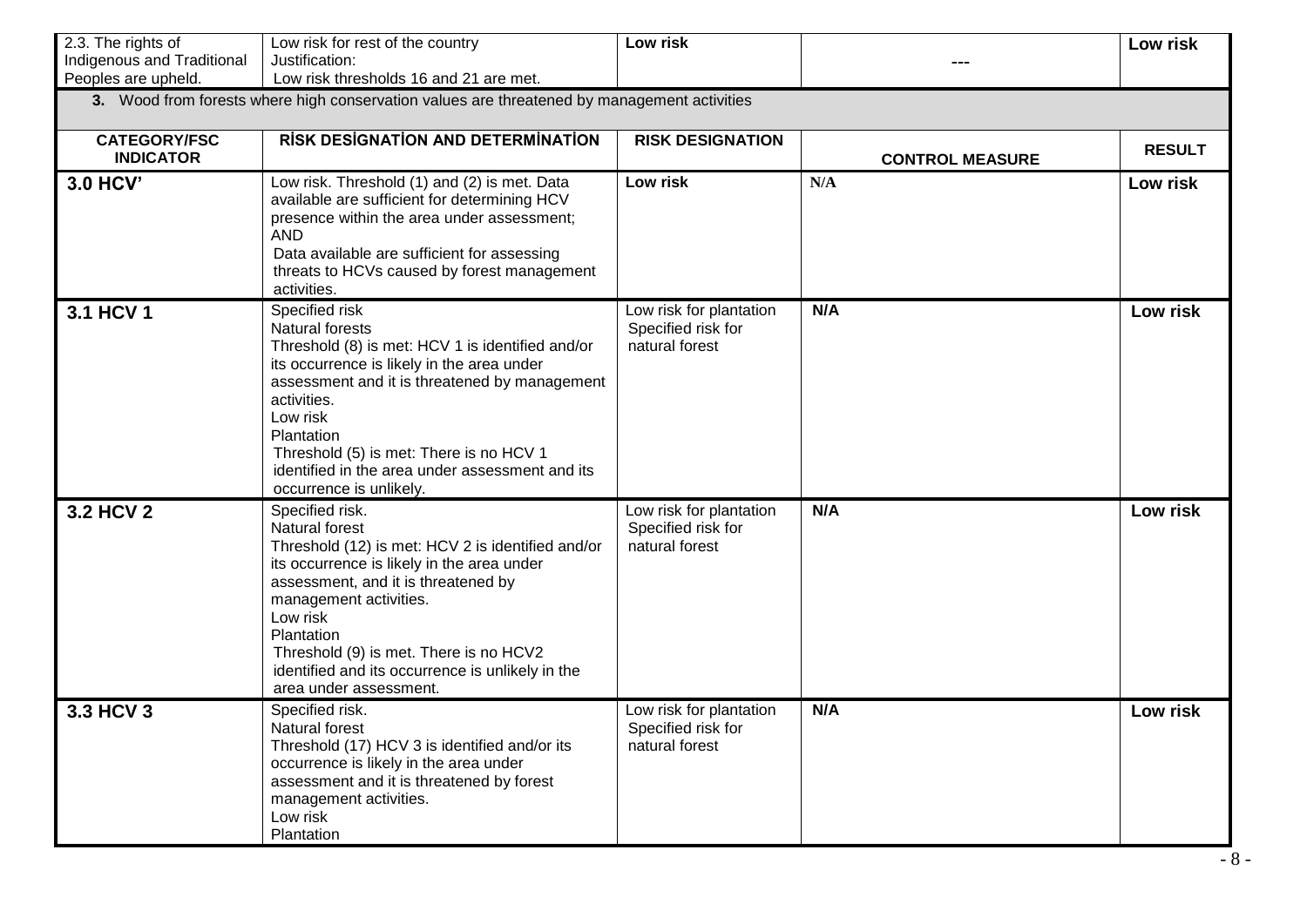| 2.3. The rights of Indigenous and Traditional Peoples are upheld. | Low risk for rest of the country<br>Justification:<br>Low risk thresholds 16 and 21 are met. | **Low risk** | --- | **Low risk** |
|---|---|---|---|---|
| **3.** Wood from forests where high conservation values are threatened by management activities | | | | |
| **CATEGORY/FSC INDICATOR** | **RİSK DESİGNATİON AND DETERMİNATİON** | **RISK DESIGNATION** | **CONTROL MEASURE** | **RESULT** |
| **3.0 HCV'** | Low risk. Threshold (1) and (2) is met. Data available are sufficient for determining HCV presence within the area under assessment;<br>AND<br>Data available are sufficient for assessing threats to HCVs caused by forest management activities. | **Low risk** | N/A | **Low risk** |
| **3.1 HCV 1** | Specified risk<br>Natural forests<br>Threshold (8) is met: HCV 1 is identified and/or its occurrence is likely in the area under assessment and it is threatened by management activities.<br>Low risk<br>Plantation<br>Threshold (5) is met: There is no HCV 1 identified in the area under assessment and its occurrence is unlikely. | Low risk for plantation<br>Specified risk for natural forest | N/A | **Low risk** |
| **3.2 HCV 2** | Specified risk.<br>Natural forest<br>Threshold (12) is met: HCV 2 is identified and/or its occurrence is likely in the area under assessment, and it is threatened by management activities.<br>Low risk<br>Plantation<br>Threshold (9) is met. There is no HCV2 identified and its occurrence is unlikely in the area under assessment. | Low risk for plantation<br>Specified risk for natural forest | N/A | **Low risk** |
| **3.3 HCV 3** | Specified risk.<br>Natural forest<br>Threshold (17) HCV 3 is identified and/or its occurrence is likely in the area under assessment and it is threatened by forest management activities.<br>Low risk<br>Plantation | Low risk for plantation<br>Specified risk for natural forest | N/A | **Low risk** |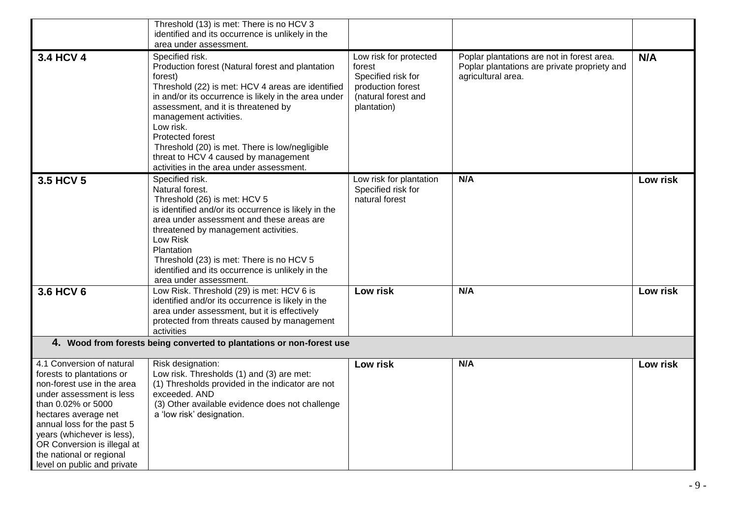| | | | | |
|---|---|---|---|---|
| | Threshold (13) is met: There is no HCV 3 identified and its occurrence is unlikely in the area under assessment. | | | |
| **3.4 HCV 4** | Specified risk.<br>Production forest (Natural forest and plantation forest)<br>Threshold (22) is met: HCV 4 areas are identified in and/or its occurrence is likely in the area under assessment, and it is threatened by management activities.<br>Low risk.<br>Protected forest<br>Threshold (20) is met. There is low/negligible threat to HCV 4 caused by management activities in the area under assessment. | Low risk for protected forest<br>Specified risk for production forest (natural forest and plantation) | Poplar plantations are not in forest area. Poplar plantations are private propriety and agricultural area. | **N/A** |
| **3.5 HCV 5** | Specified risk.<br>Natural forest.<br>Threshold (26) is met: HCV 5 is identified and/or its occurrence is likely in the area under assessment and these areas are threatened by management activities.<br>Low Risk<br>Plantation<br>Threshold (23) is met: There is no HCV 5 identified and its occurrence is unlikely in the area under assessment. | Low risk for plantation<br>Specified risk for natural forest | **N/A** | **Low risk** |
| **3.6 HCV 6** | Low Risk. Threshold (29) is met: HCV 6 is identified and/or its occurrence is likely in the area under assessment, but it is effectively protected from threats caused by management activities | **Low risk** | **N/A** | **Low risk** |
| **4. Wood from forests being converted to plantations or non-forest use** | | | | |
| 4.1 Conversion of natural forests to plantations or non-forest use in the area under assessment is less than 0.02% or 5000 hectares average net annual loss for the past 5 years (whichever is less), OR Conversion is illegal at the national or regional level on public and private | Risk designation:<br>Low risk. Thresholds (1) and (3) are met:<br>(1) Thresholds provided in the indicator are not exceeded. AND<br>(3) Other available evidence does not challenge a 'low risk' designation. | **Low risk** | **N/A** | **Low risk** |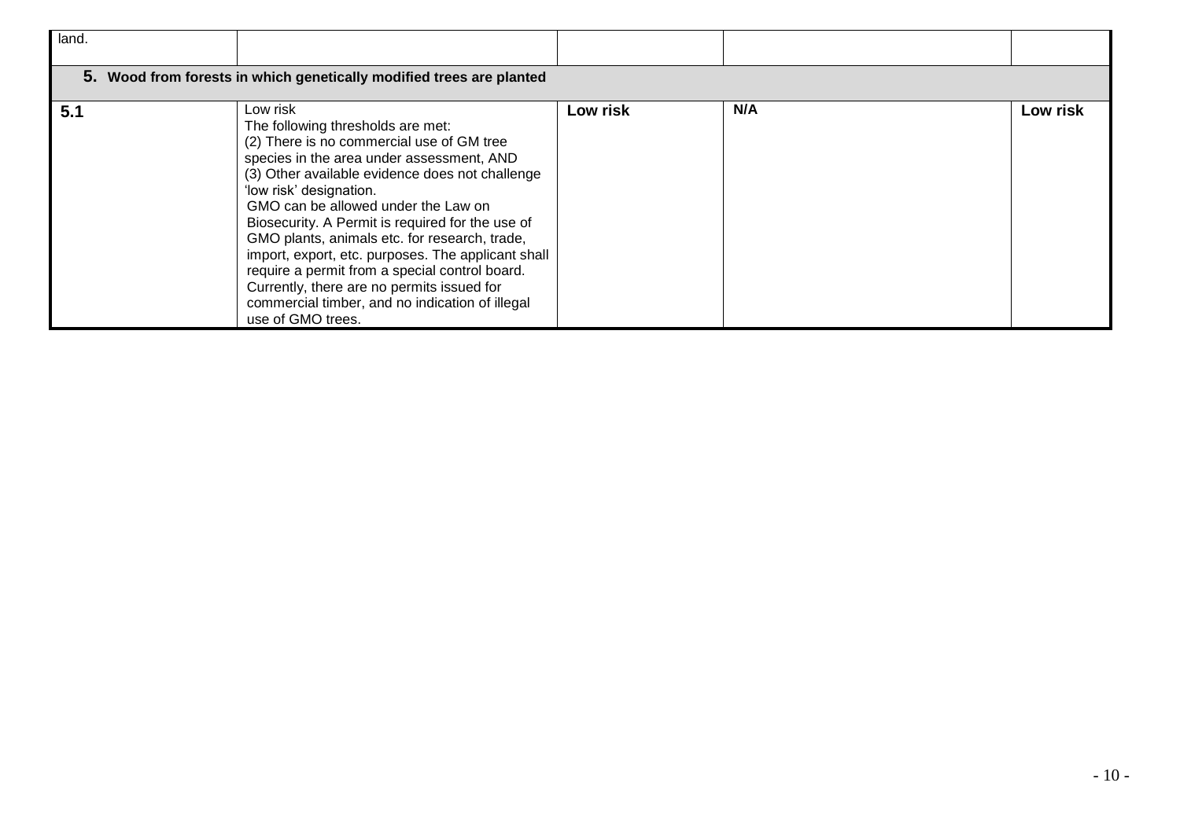| | | | | |
|---|---|---|---|---|
| land. | | | | |
| **5. Wood from forests in which genetically modified trees are planted** | | | | |
| **5.1** | Low risk<br>The following thresholds are met:<br>(2) There is no commercial use of GM tree species in the area under assessment, AND<br>(3) Other available evidence does not challenge 'low risk' designation.<br>GMO can be allowed under the Law on Biosecurity. A Permit is required for the use of GMO plants, animals etc. for research, trade, import, export, etc. purposes. The applicant shall require a permit from a special control board. Currently, there are no permits issued for commercial timber, and no indication of illegal use of GMO trees. | **Low risk** | **N/A** | **Low risk** |